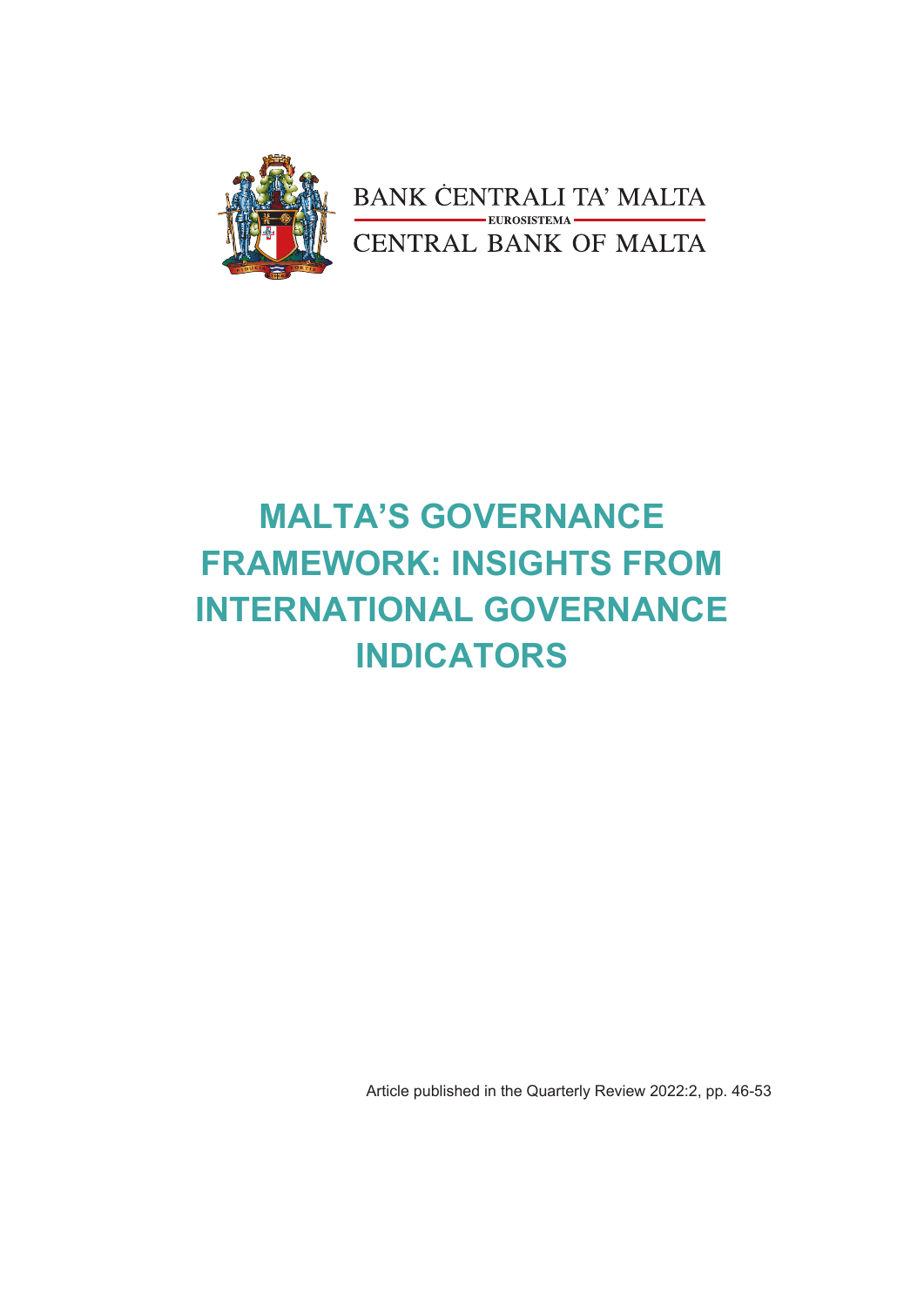BANK ĊENTRALI TA' MALTA

EUROSISTEMA

CENTRAL BANK OF MALTA

# MALTA'S GOVERNANCE FRAMEWORK: INSIGHTS FROM INTERNATIONAL GOVERNANCE INDICATORS

Article published in the Quarterly Review 2022:2, pp. 46-53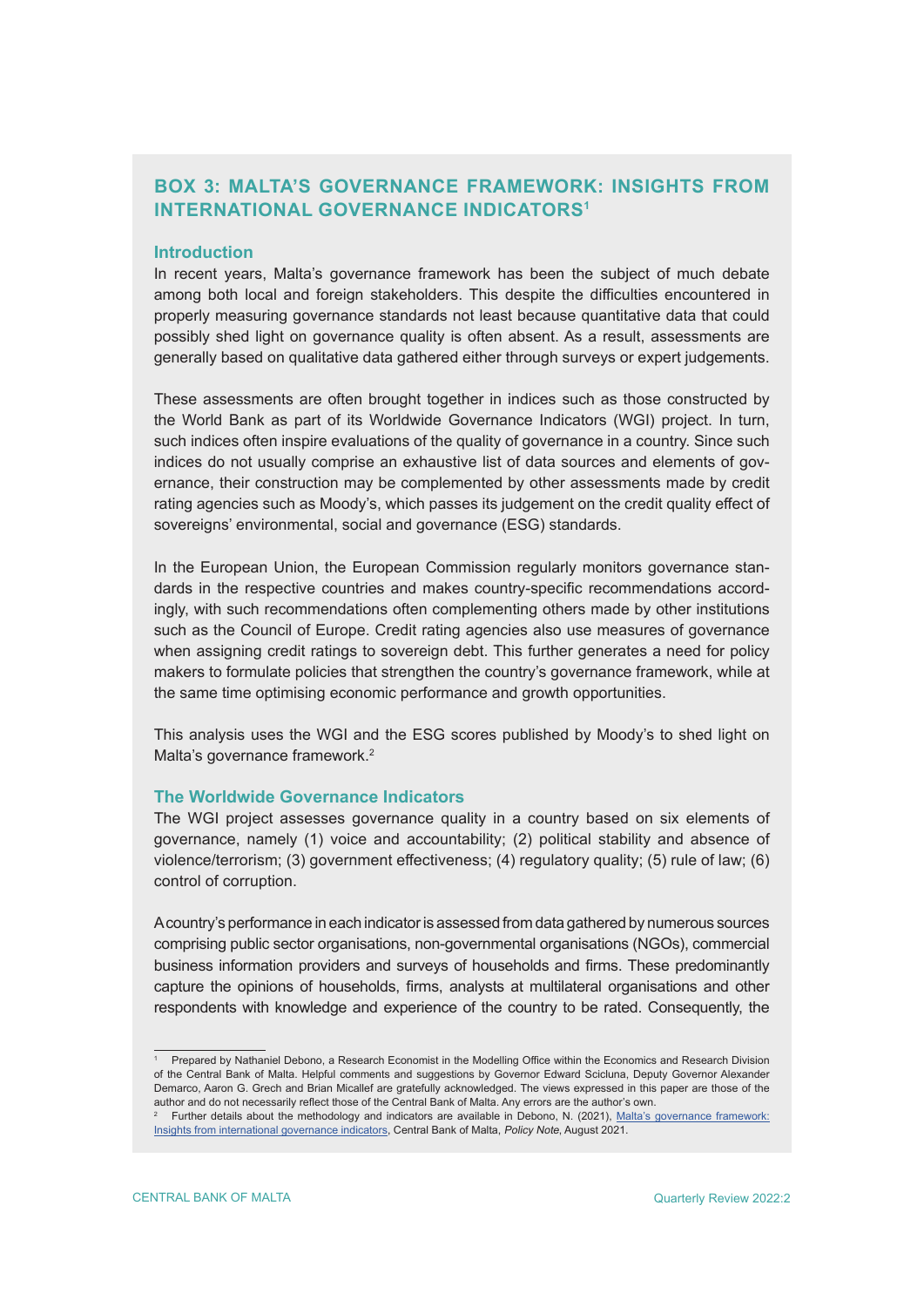## BOX 3: MALTA'S GOVERNANCE FRAMEWORK: INSIGHTS FROM INTERNATIONAL GOVERNANCE INDICATORS[1]

### Introduction

In recent years, Malta's governance framework has been the subject of much debate among both local and foreign stakeholders. This despite the difficulties encountered in properly measuring governance standards not least because quantitative data that could possibly shed light on governance quality is often absent. As a result, assessments are generally based on qualitative data gathered either through surveys or expert judgements.

These assessments are often brought together in indices such as those constructed by the World Bank as part of its Worldwide Governance Indicators (WGI) project. In turn, such indices often inspire evaluations of the quality of governance in a country. Since such indices do not usually comprise an exhaustive list of data sources and elements of governance, their construction may be complemented by other assessments made by credit rating agencies such as Moody's, which passes its judgement on the credit quality effect of sovereigns' environmental, social and governance (ESG) standards.

In the European Union, the European Commission regularly monitors governance standards in the respective countries and makes country-specific recommendations accordingly, with such recommendations often complementing others made by other institutions such as the Council of Europe. Credit rating agencies also use measures of governance when assigning credit ratings to sovereign debt. This further generates a need for policy makers to formulate policies that strengthen the country's governance framework, while at the same time optimising economic performance and growth opportunities.

This analysis uses the WGI and the ESG scores published by Moody's to shed light on Malta's governance framework.[2]

### The Worldwide Governance Indicators

The WGI project assesses governance quality in a country based on six elements of governance, namely (1) voice and accountability; (2) political stability and absence of violence/terrorism; (3) government effectiveness; (4) regulatory quality; (5) rule of law; (6) control of corruption.

A country's performance in each indicator is assessed from data gathered by numerous sources comprising public sector organisations, non-governmental organisations (NGOs), commercial business information providers and surveys of households and firms. These predominantly capture the opinions of households, firms, analysts at multilateral organisations and other respondents with knowledge and experience of the country to be rated. Consequently, the

---

[1] Prepared by Nathaniel Debono, a Research Economist in the Modelling Office within the Economics and Research Division of the Central Bank of Malta. Helpful comments and suggestions by Governor Edward Scicluna, Deputy Governor Alexander Demarco, Aaron G. Grech and Brian Micallef are gratefully acknowledged. The views expressed in this paper are those of the author and do not necessarily reflect those of the Central Bank of Malta. Any errors are the author's own.

[2] Further details about the methodology and indicators are available in Debono, N. (2021), Malta's governance framework: Insights from international governance indicators, Central Bank of Malta, *Policy Note*, August 2021.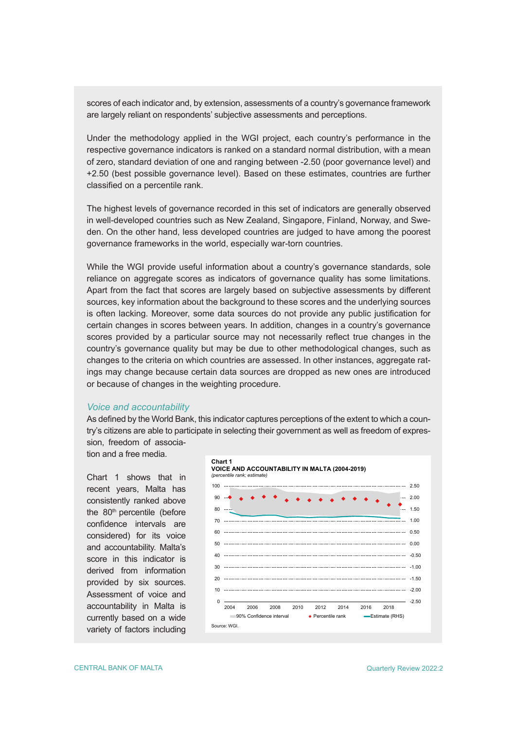scores of each indicator and, by extension, assessments of a country's governance framework are largely reliant on respondents' subjective assessments and perceptions.

Under the methodology applied in the WGI project, each country's performance in the respective governance indicators is ranked on a standard normal distribution, with a mean of zero, standard deviation of one and ranging between -2.50 (poor governance level) and +2.50 (best possible governance level). Based on these estimates, countries are further classified on a percentile rank.

The highest levels of governance recorded in this set of indicators are generally observed in well-developed countries such as New Zealand, Singapore, Finland, Norway, and Sweden. On the other hand, less developed countries are judged to have among the poorest governance frameworks in the world, especially war-torn countries.

While the WGI provide useful information about a country's governance standards, sole reliance on aggregate scores as indicators of governance quality has some limitations. Apart from the fact that scores are largely based on subjective assessments by different sources, key information about the background to these scores and the underlying sources is often lacking. Moreover, some data sources do not provide any public justification for certain changes in scores between years. In addition, changes in a country's governance scores provided by a particular source may not necessarily reflect true changes in the country's governance quality but may be due to other methodological changes, such as changes to the criteria on which countries are assessed. In other instances, aggregate ratings may change because certain data sources are dropped as new ones are introduced or because of changes in the weighting procedure.

### *Voice and accountability*

As defined by the World Bank, this indicator captures perceptions of the extent to which a country's citizens are able to participate in selecting their government as well as freedom of expression, freedom of association and a free media.

Chart 1 shows that in recent years, Malta has consistently ranked above the 80th percentile (before confidence intervals are considered) for its voice and accountability. Malta's score in this indicator is derived from information provided by six sources. Assessment of voice and accountability in Malta is currently based on a wide variety of factors including

**Chart 1**
**VOICE AND ACCOUNTABILITY IN MALTA (2004-2019)**
*(percentile rank; estimate)*

Legend: 90% Confidence interval; Percentile rank; Estimate (RHS)

Source: WGI.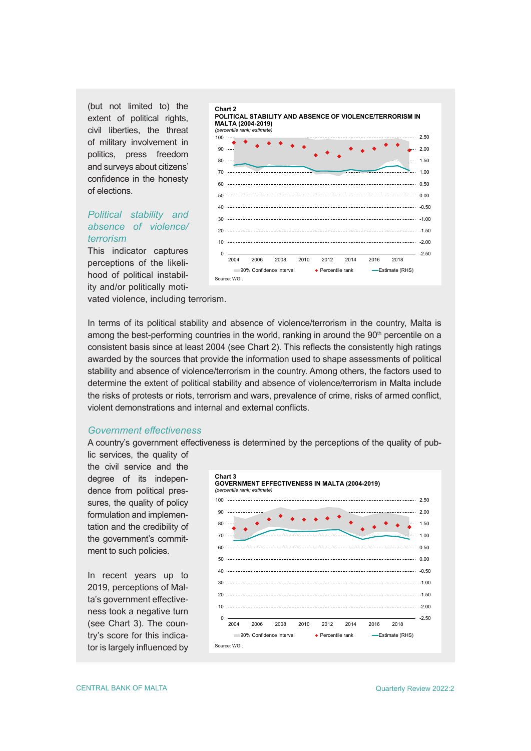(but not limited to) the extent of political rights, civil liberties, the threat of military involvement in politics, press freedom and surveys about citizens' confidence in the honesty of elections.

*Political stability and absence of violence/terrorism*

This indicator captures perceptions of the likelihood of political instability and/or politically motivated violence, including terrorism.

**Chart 2**
**POLITICAL STABILITY AND ABSENCE OF VIOLENCE/TERRORISM IN MALTA (2004-2019)**
*(percentile rank; estimate)*

Source: WGI.

In terms of its political stability and absence of violence/terrorism in the country, Malta is among the best-performing countries in the world, ranking in around the 90th percentile on a consistent basis since at least 2004 (see Chart 2). This reflects the consistently high ratings awarded by the sources that provide the information used to shape assessments of political stability and absence of violence/terrorism in the country. Among others, the factors used to determine the extent of political stability and absence of violence/terrorism in Malta include the risks of protests or riots, terrorism and wars, prevalence of crime, risks of armed conflict, violent demonstrations and internal and external conflicts.

*Government effectiveness*

A country's government effectiveness is determined by the perceptions of the quality of public services, the quality of the civil service and the degree of its independence from political pressures, the quality of policy formulation and implementation and the credibility of the government's commitment to such policies.

**Chart 3**
**GOVERNMENT EFFECTIVENESS IN MALTA (2004-2019)**
*(percentile rank; estimate)*

Source: WGI.

In recent years up to 2019, perceptions of Malta's government effectiveness took a negative turn (see Chart 3). The country's score for this indicator is largely influenced by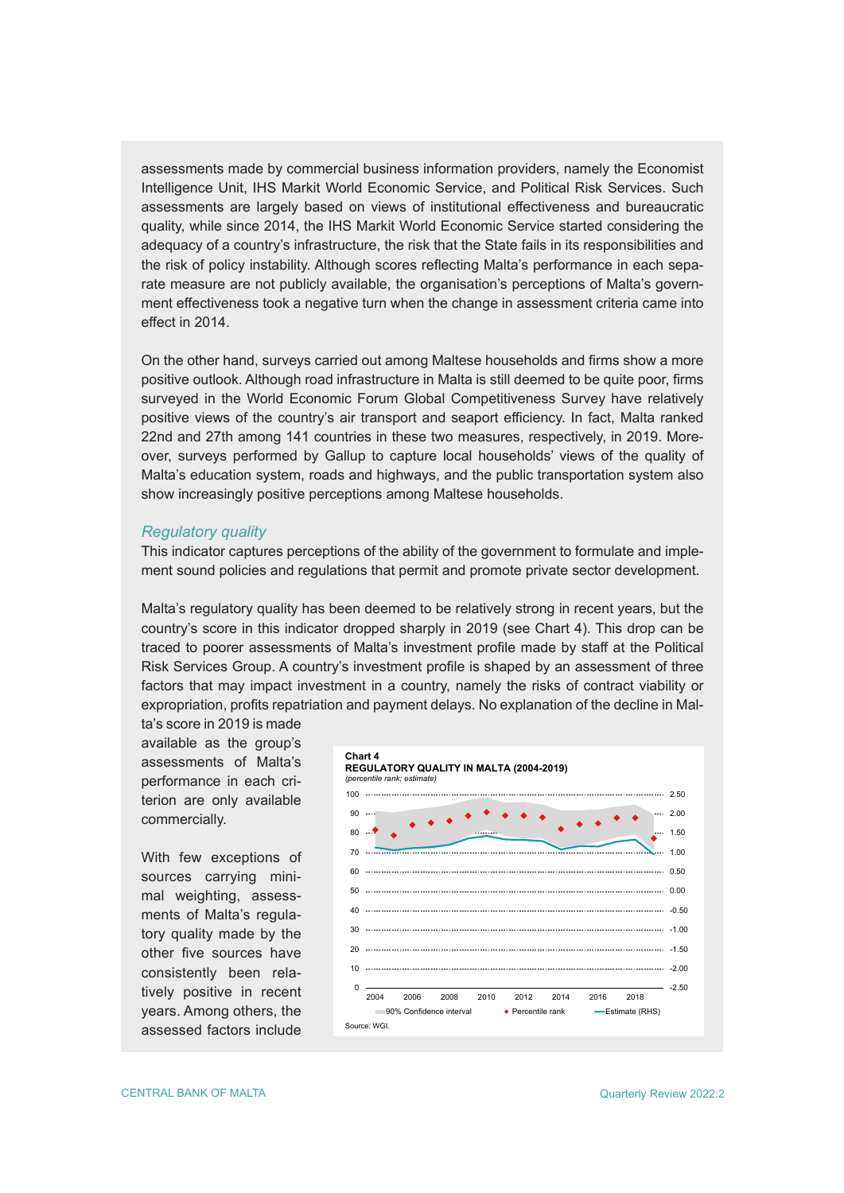assessments made by commercial business information providers, namely the Economist Intelligence Unit, IHS Markit World Economic Service, and Political Risk Services. Such assessments are largely based on views of institutional effectiveness and bureaucratic quality, while since 2014, the IHS Markit World Economic Service started considering the adequacy of a country's infrastructure, the risk that the State fails in its responsibilities and the risk of policy instability. Although scores reflecting Malta's performance in each separate measure are not publicly available, the organisation's perceptions of Malta's government effectiveness took a negative turn when the change in assessment criteria came into effect in 2014.

On the other hand, surveys carried out among Maltese households and firms show a more positive outlook. Although road infrastructure in Malta is still deemed to be quite poor, firms surveyed in the World Economic Forum Global Competitiveness Survey have relatively positive views of the country's air transport and seaport efficiency. In fact, Malta ranked 22nd and 27th among 141 countries in these two measures, respectively, in 2019. Moreover, surveys performed by Gallup to capture local households' views of the quality of Malta's education system, roads and highways, and the public transportation system also show increasingly positive perceptions among Maltese households.

*Regulatory quality*

This indicator captures perceptions of the ability of the government to formulate and implement sound policies and regulations that permit and promote private sector development.

Malta's regulatory quality has been deemed to be relatively strong in recent years, but the country's score in this indicator dropped sharply in 2019 (see Chart 4). This drop can be traced to poorer assessments of Malta's investment profile made by staff at the Political Risk Services Group. A country's investment profile is shaped by an assessment of three factors that may impact investment in a country, namely the risks of contract viability or expropriation, profits repatriation and payment delays. No explanation of the decline in Malta's score in 2019 is made available as the group's assessments of Malta's performance in each criterion are only available commercially.

With few exceptions of sources carrying minimal weighting, assessments of Malta's regulatory quality made by the other five sources have consistently been relatively positive in recent years. Among others, the assessed factors include

**Chart 4**
**REGULATORY QUALITY IN MALTA (2004-2019)**
*(percentile rank; estimate)*

Legend: 90% Confidence interval; Percentile rank; Estimate (RHS)

Source: WGI.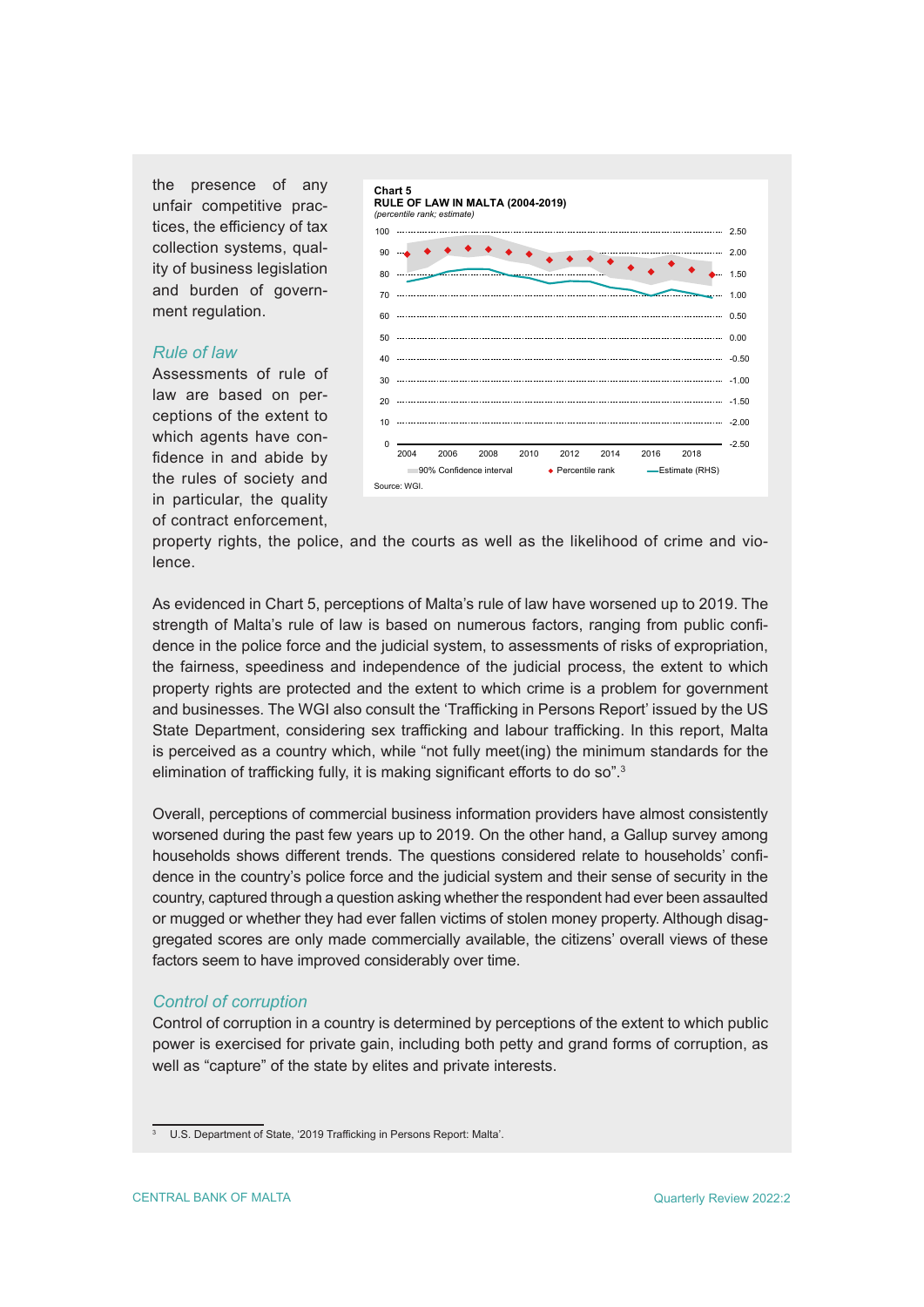the presence of any unfair competitive practices, the efficiency of tax collection systems, quality of business legislation and burden of government regulation.

### *Rule of law*

Assessments of rule of law are based on perceptions of the extent to which agents have confidence in and abide by the rules of society and in particular, the quality of contract enforcement, property rights, the police, and the courts as well as the likelihood of crime and violence.

**Chart 5**
**RULE OF LAW IN MALTA (2004-2019)**
*(percentile rank; estimate)*

Source: WGI.

As evidenced in Chart 5, perceptions of Malta's rule of law have worsened up to 2019. The strength of Malta's rule of law is based on numerous factors, ranging from public confidence in the police force and the judicial system, to assessments of risks of expropriation, the fairness, speediness and independence of the judicial process, the extent to which property rights are protected and the extent to which crime is a problem for government and businesses. The WGI also consult the 'Trafficking in Persons Report' issued by the US State Department, considering sex trafficking and labour trafficking. In this report, Malta is perceived as a country which, while "not fully meet(ing) the minimum standards for the elimination of trafficking fully, it is making significant efforts to do so".[3]

Overall, perceptions of commercial business information providers have almost consistently worsened during the past few years up to 2019. On the other hand, a Gallup survey among households shows different trends. The questions considered relate to households' confidence in the country's police force and the judicial system and their sense of security in the country, captured through a question asking whether the respondent had ever been assaulted or mugged or whether they had ever fallen victims of stolen money property. Although disaggregated scores are only made commercially available, the citizens' overall views of these factors seem to have improved considerably over time.

### *Control of corruption*

Control of corruption in a country is determined by perceptions of the extent to which public power is exercised for private gain, including both petty and grand forms of corruption, as well as "capture" of the state by elites and private interests.

---

[3] U.S. Department of State, '2019 Trafficking in Persons Report: Malta'.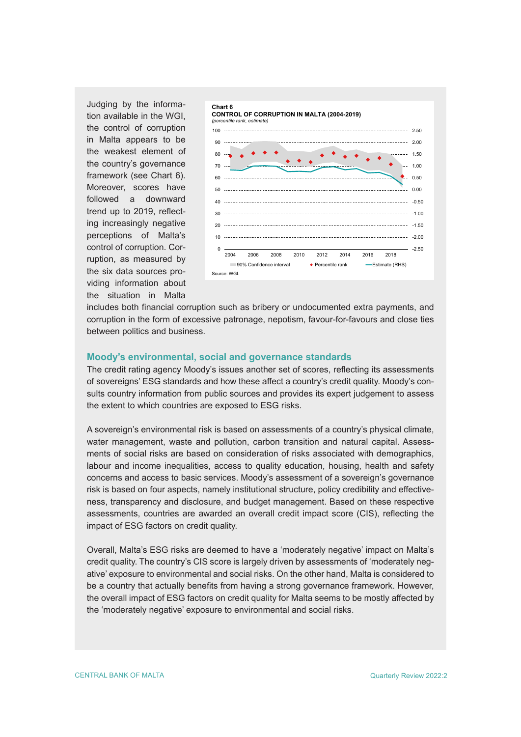Judging by the information available in the WGI, the control of corruption in Malta appears to be the weakest element of the country's governance framework (see Chart 6). Moreover, scores have followed a downward trend up to 2019, reflecting increasingly negative perceptions of Malta's control of corruption. Corruption, as measured by the six data sources providing information about the situation in Malta includes both financial corruption such as bribery or undocumented extra payments, and corruption in the form of excessive patronage, nepotism, favour-for-favours and close ties between politics and business.

**Chart 6**
**CONTROL OF CORRUPTION IN MALTA (2004-2019)**
*(percentile rank, estimate)*

Legend: 90% Confidence interval; Percentile rank; Estimate (RHS)

Source: WGI.

## Moody's environmental, social and governance standards

The credit rating agency Moody's issues another set of scores, reflecting its assessments of sovereigns' ESG standards and how these affect a country's credit quality. Moody's consults country information from public sources and provides its expert judgement to assess the extent to which countries are exposed to ESG risks.

A sovereign's environmental risk is based on assessments of a country's physical climate, water management, waste and pollution, carbon transition and natural capital. Assessments of social risks are based on consideration of risks associated with demographics, labour and income inequalities, access to quality education, housing, health and safety concerns and access to basic services. Moody's assessment of a sovereign's governance risk is based on four aspects, namely institutional structure, policy credibility and effectiveness, transparency and disclosure, and budget management. Based on these respective assessments, countries are awarded an overall credit impact score (CIS), reflecting the impact of ESG factors on credit quality.

Overall, Malta's ESG risks are deemed to have a 'moderately negative' impact on Malta's credit quality. The country's CIS score is largely driven by assessments of 'moderately negative' exposure to environmental and social risks. On the other hand, Malta is considered to be a country that actually benefits from having a strong governance framework. However, the overall impact of ESG factors on credit quality for Malta seems to be mostly affected by the 'moderately negative' exposure to environmental and social risks.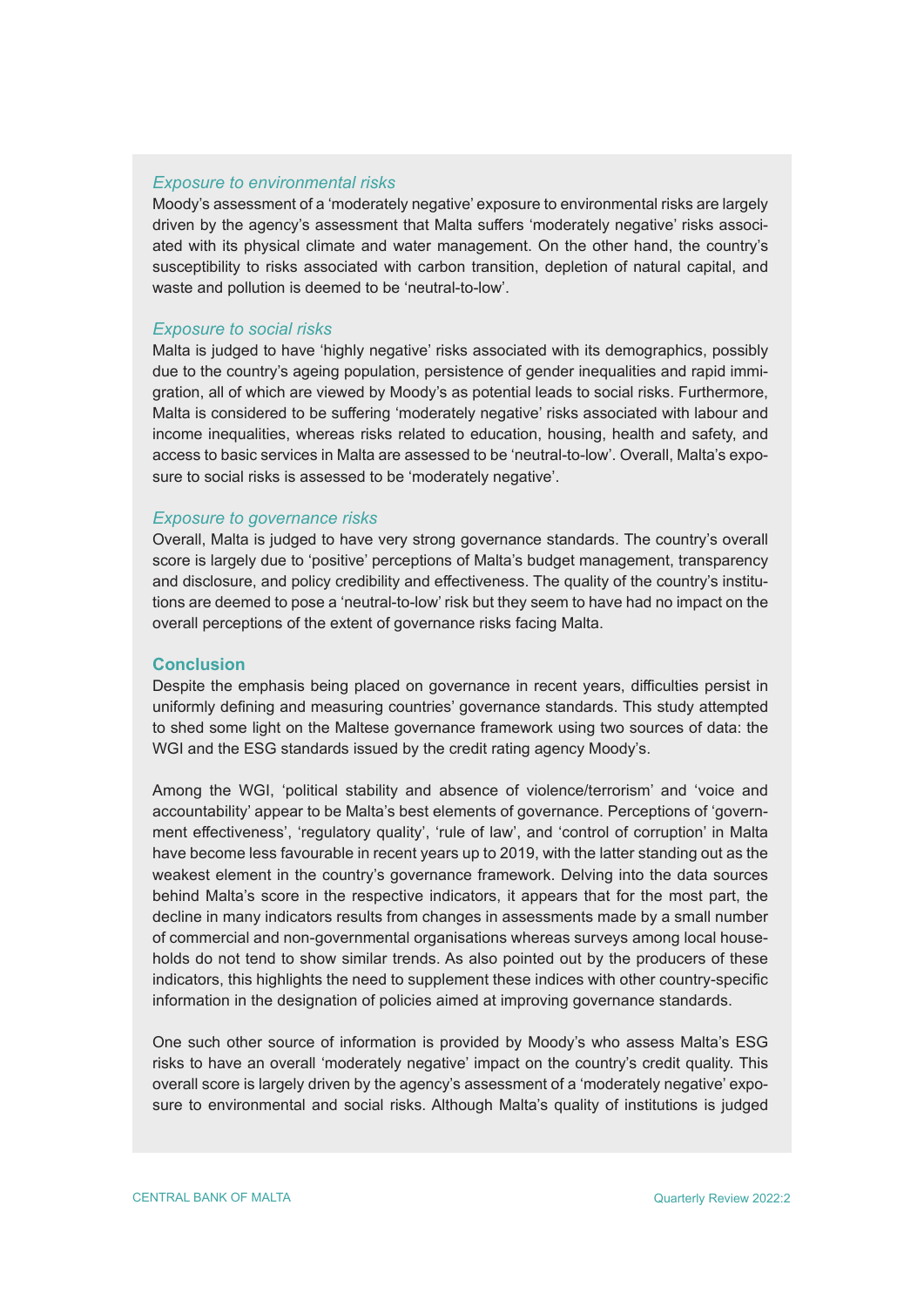*Exposure to environmental risks*

Moody's assessment of a 'moderately negative' exposure to environmental risks are largely driven by the agency's assessment that Malta suffers 'moderately negative' risks associated with its physical climate and water management. On the other hand, the country's susceptibility to risks associated with carbon transition, depletion of natural capital, and waste and pollution is deemed to be 'neutral-to-low'.

*Exposure to social risks*

Malta is judged to have 'highly negative' risks associated with its demographics, possibly due to the country's ageing population, persistence of gender inequalities and rapid immigration, all of which are viewed by Moody's as potential leads to social risks. Furthermore, Malta is considered to be suffering 'moderately negative' risks associated with labour and income inequalities, whereas risks related to education, housing, health and safety, and access to basic services in Malta are assessed to be 'neutral-to-low'. Overall, Malta's exposure to social risks is assessed to be 'moderately negative'.

*Exposure to governance risks*

Overall, Malta is judged to have very strong governance standards. The country's overall score is largely due to 'positive' perceptions of Malta's budget management, transparency and disclosure, and policy credibility and effectiveness. The quality of the country's institutions are deemed to pose a 'neutral-to-low' risk but they seem to have had no impact on the overall perceptions of the extent of governance risks facing Malta.

**Conclusion**

Despite the emphasis being placed on governance in recent years, difficulties persist in uniformly defining and measuring countries' governance standards. This study attempted to shed some light on the Maltese governance framework using two sources of data: the WGI and the ESG standards issued by the credit rating agency Moody's.

Among the WGI, 'political stability and absence of violence/terrorism' and 'voice and accountability' appear to be Malta's best elements of governance. Perceptions of 'government effectiveness', 'regulatory quality', 'rule of law', and 'control of corruption' in Malta have become less favourable in recent years up to 2019, with the latter standing out as the weakest element in the country's governance framework. Delving into the data sources behind Malta's score in the respective indicators, it appears that for the most part, the decline in many indicators results from changes in assessments made by a small number of commercial and non-governmental organisations whereas surveys among local households do not tend to show similar trends. As also pointed out by the producers of these indicators, this highlights the need to supplement these indices with other country-specific information in the designation of policies aimed at improving governance standards.

One such other source of information is provided by Moody's who assess Malta's ESG risks to have an overall 'moderately negative' impact on the country's credit quality. This overall score is largely driven by the agency's assessment of a 'moderately negative' exposure to environmental and social risks. Although Malta's quality of institutions is judged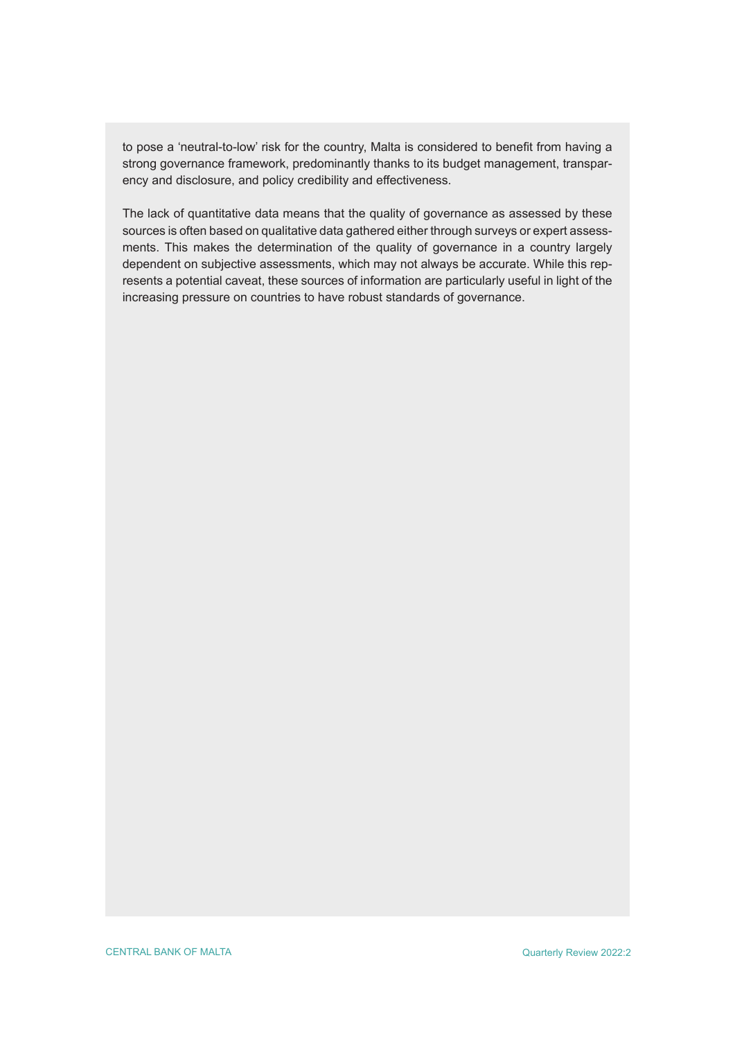to pose a 'neutral-to-low' risk for the country, Malta is considered to benefit from having a strong governance framework, predominantly thanks to its budget management, transparency and disclosure, and policy credibility and effectiveness.

The lack of quantitative data means that the quality of governance as assessed by these sources is often based on qualitative data gathered either through surveys or expert assessments. This makes the determination of the quality of governance in a country largely dependent on subjective assessments, which may not always be accurate. While this represents a potential caveat, these sources of information are particularly useful in light of the increasing pressure on countries to have robust standards of governance.